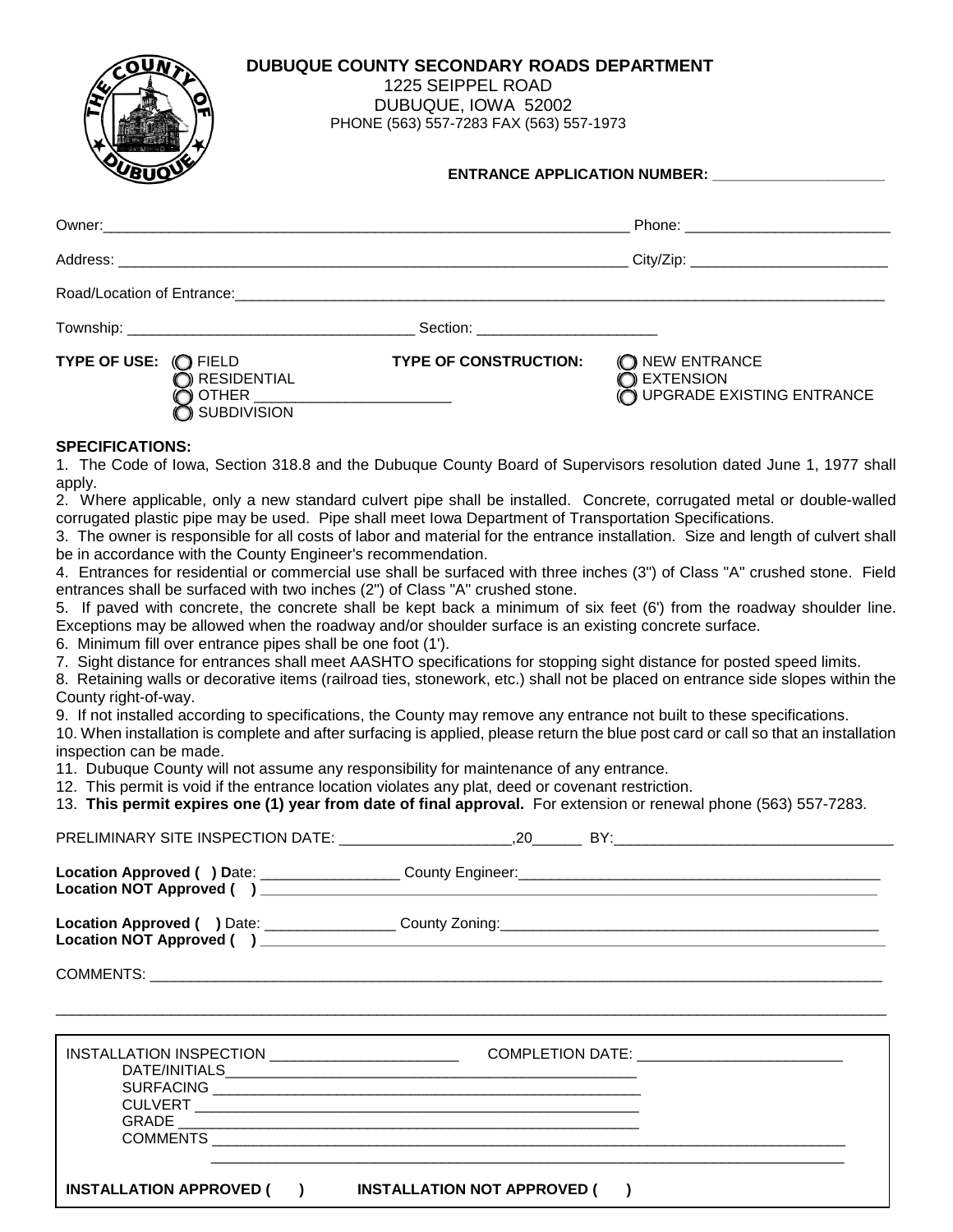# DUBUQUE COUNTY SECONDARY ROADS DEPARTMENT

1225 SEIPPEL ROAD
DUBUQUE, IOWA 52002
PHONE (563) 557-7283 FAX (563) 557-1973

**ENTRANCE APPLICATION NUMBER:** ____________________

Owner:_________________________________________________________________ Phone: ________________________

Address: ______________________________________________________________ City/Zip: ________________________

Road/Location of Entrance:_____________________________________________________________________________

Township: ___________________________________ Section: ______________________

**TYPE OF USE:** ◯ FIELD ◯ RESIDENTIAL ◯ OTHER ________________________ ◯ SUBDIVISION

**TYPE OF CONSTRUCTION:** ◯ NEW ENTRANCE ◯ EXTENSION ◯ UPGRADE EXISTING ENTRANCE

**SPECIFICATIONS:**

1. The Code of Iowa, Section 318.8 and the Dubuque County Board of Supervisors resolution dated June 1, 1977 shall apply.
2. Where applicable, only a new standard culvert pipe shall be installed. Concrete, corrugated metal or double-walled corrugated plastic pipe may be used. Pipe shall meet Iowa Department of Transportation Specifications.
3. The owner is responsible for all costs of labor and material for the entrance installation. Size and length of culvert shall be in accordance with the County Engineer's recommendation.
4. Entrances for residential or commercial use shall be surfaced with three inches (3") of Class "A" crushed stone. Field entrances shall be surfaced with two inches (2") of Class "A" crushed stone.
5. If paved with concrete, the concrete shall be kept back a minimum of six feet (6') from the roadway shoulder line. Exceptions may be allowed when the roadway and/or shoulder surface is an existing concrete surface.
6. Minimum fill over entrance pipes shall be one foot (1').
7. Sight distance for entrances shall meet AASHTO specifications for stopping sight distance for posted speed limits.
8. Retaining walls or decorative items (railroad ties, stonework, etc.) shall not be placed on entrance side slopes within the County right-of-way.
9. If not installed according to specifications, the County may remove any entrance not built to these specifications.
10. When installation is complete and after surfacing is applied, please return the blue post card or call so that an installation inspection can be made.
11. Dubuque County will not assume any responsibility for maintenance of any entrance.
12. This permit is void if the entrance location violates any plat, deed or covenant restriction.
13. **This permit expires one (1) year from date of final approval.** For extension or renewal phone (563) 557-7283.

PRELIMINARY SITE INSPECTION DATE: ____________________,20______ BY:_________________________________

**Location Approved ( ) D**ate: ________________ County Engineer:_____________________________________________
**Location NOT Approved ( )** ___________________________________________________________________________

**Location Approved ( )** Date: ________________ County Zoning:______________________________________________
**Location NOT Approved ( )** ___________________________________________________________________________

COMMENTS: ________________________________________________________________________________________

__________________________________________________________________________________________________

INSTALLATION INSPECTION ______________________ COMPLETION DATE: ________________________
DATE/INITIALS_______________________________________________
SURFACING _________________________________________________
CULVERT ___________________________________________________
GRADE _____________________________________________________
COMMENTS __________________________________________________________________________
__________________________________________________________________________

**INSTALLATION APPROVED ( )** **INSTALLATION NOT APPROVED ( )**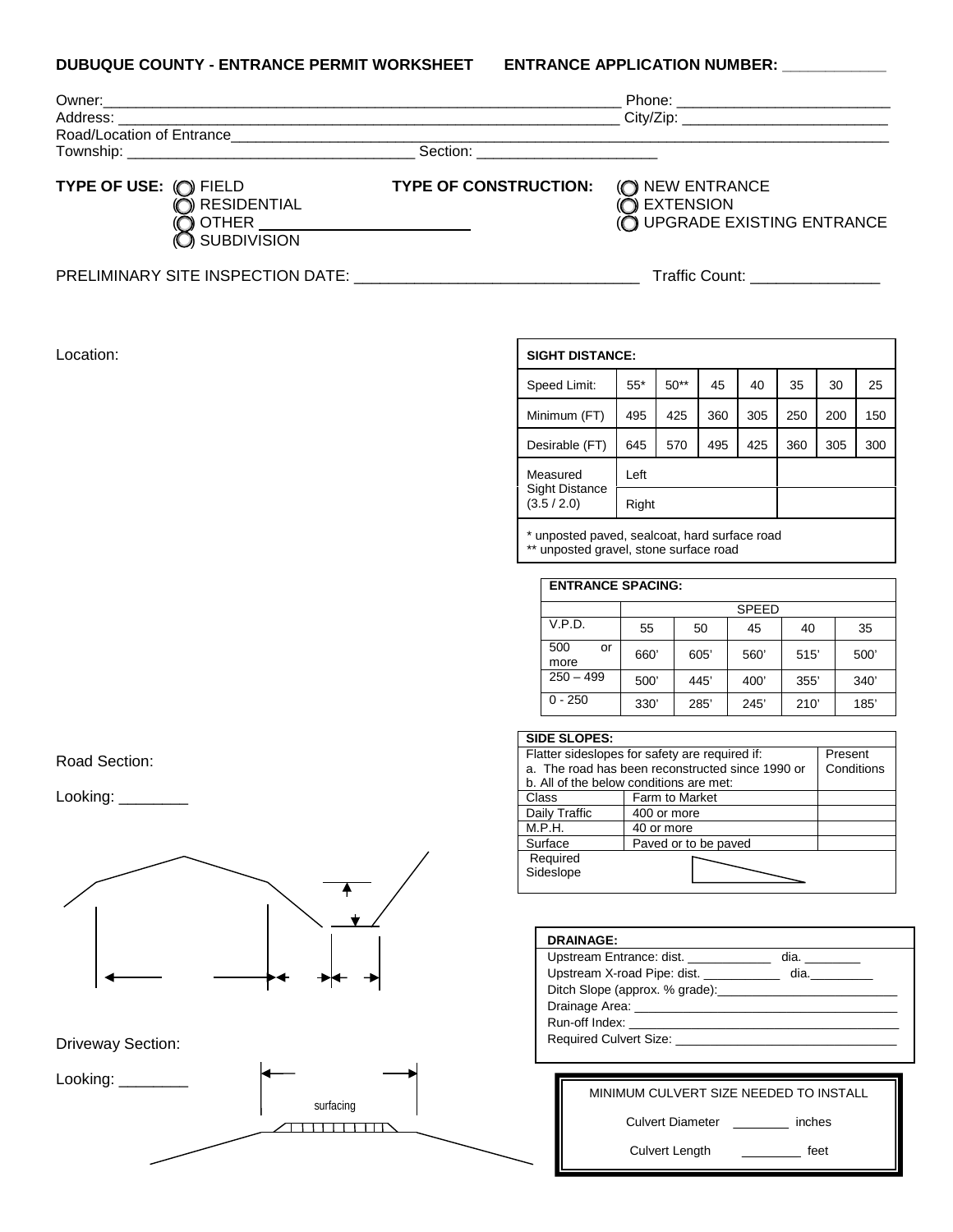**DUBUQUE COUNTY - ENTRANCE PERMIT WORKSHEET** **ENTRANCE APPLICATION NUMBER:** ___________

Owner:_______________________________________________________________ Phone: _________________________

Address: ______________________________________________________________ City/Zip: ________________________

Road/Location of Entrance___________________________________________________________________________

Township: _________________________________ Section: _____________________

**TYPE OF USE:** ( ) FIELD
( ) RESIDENTIAL
( ) OTHER ______________________
( ) SUBDIVISION

**TYPE OF CONSTRUCTION:** ( ) NEW ENTRANCE
( ) EXTENSION
( ) UPGRADE EXISTING ENTRANCE

PRELIMINARY SITE INSPECTION DATE: ________________________________ Traffic Count: ______________

Location:

**SIGHT DISTANCE:**

| Speed Limit: | 55* | 50** | 45 | 40 | 35 | 30 | 25 |
|---|---|---|---|---|---|---|---|
| Minimum (FT) | 495 | 425 | 360 | 305 | 250 | 200 | 150 |
| Desirable (FT) | 645 | 570 | 495 | 425 | 360 | 305 | 300 |
| Measured Sight Distance (3.5 / 2.0) | Left | | | | | | |
| | Right | | | | | | |

\* unposted paved, sealcoat, hard surface road
\*\* unposted gravel, stone surface road

**ENTRANCE SPACING:**

| | SPEED | | | | |
|---|---|---|---|---|---|
| V.P.D. | 55 | 50 | 45 | 40 | 35 |
| 500 or more | 660' | 605' | 560' | 515' | 500' |
| 250 – 499 | 500' | 445' | 400' | 355' | 340' |
| 0 - 250 | 330' | 285' | 245' | 210' | 185' |

**SIDE SLOPES:**

| Flatter sideslopes for safety are required if: a. The road has been reconstructed since 1990 or b. All of the below conditions are met: | | Present Conditions |
|---|---|---|
| Class | Farm to Market | |
| Daily Traffic | 400 or more | |
| M.P.H. | 40 or more | |
| Surface | Paved or to be paved | |
| Required Sideslope | | |

Road Section:

Looking: ________

**DRAINAGE:**

Upstream Entrance: dist. ____________ dia. ________
Upstream X-road Pipe: dist. ___________ dia._________
Ditch Slope (approx. % grade):________________________
Drainage Area: ____________________________________
Run-off Index: _____________________________________
Required Culvert Size: ______________________________

Driveway Section:

Looking: ________

surfacing

MINIMUM CULVERT SIZE NEEDED TO INSTALL

Culvert Diameter ________ inches

Culvert Length ________ feet